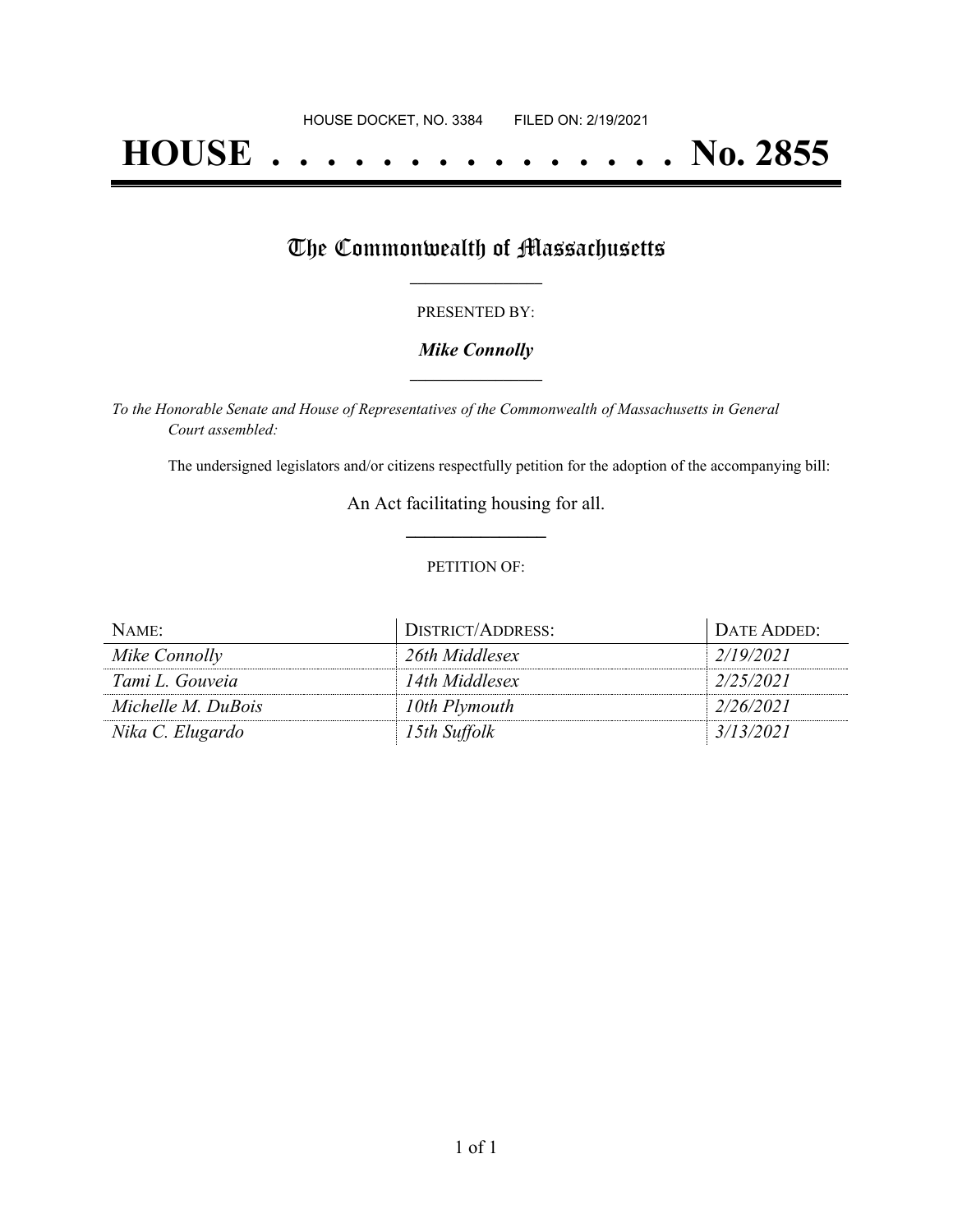HOUSE DOCKET, NO. 3384 FILED ON: 2/19/2021

# HOUSE . . . . . . . . . . . . . . . . No. 2855

## The Commonwealth of Massachusetts

PRESENTED BY:

***Mike Connolly***

*To the Honorable Senate and House of Representatives of the Commonwealth of Massachusetts in General Court assembled:*

The undersigned legislators and/or citizens respectfully petition for the adoption of the accompanying bill:

An Act facilitating housing for all.

PETITION OF:

| NAME: | DISTRICT/ADDRESS: | DATE ADDED: |
|---|---|---|
| *Mike Connolly* | *26th Middlesex* | *2/19/2021* |
| *Tami L. Gouveia* | *14th Middlesex* | *2/25/2021* |
| *Michelle M. DuBois* | *10th Plymouth* | *2/26/2021* |
| *Nika C. Elugardo* | *15th Suffolk* | *3/13/2021* |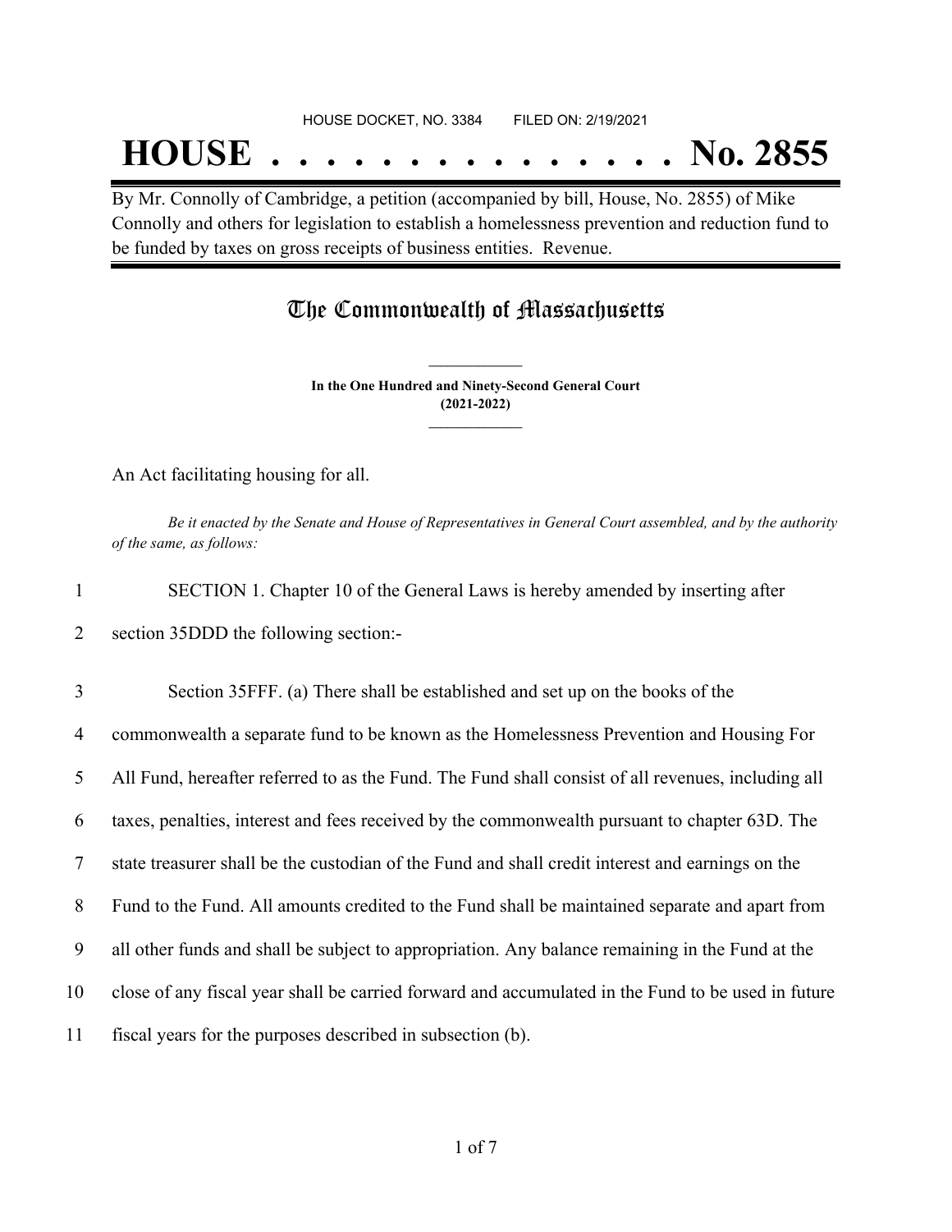HOUSE DOCKET, NO. 3384 FILED ON: 2/19/2021

# HOUSE . . . . . . . . . . . . . . . No. 2855

By Mr. Connolly of Cambridge, a petition (accompanied by bill, House, No. 2855) of Mike Connolly and others for legislation to establish a homelessness prevention and reduction fund to be funded by taxes on gross receipts of business entities. Revenue.

## The Commonwealth of Massachusetts

**In the One Hundred and Ninety-Second General Court (2021-2022)**

An Act facilitating housing for all.

*Be it enacted by the Senate and House of Representatives in General Court assembled, and by the authority of the same, as follows:*

1 SECTION 1. Chapter 10 of the General Laws is hereby amended by inserting after
2 section 35DDD the following section:-

3 Section 35FFF. (a) There shall be established and set up on the books of the
4 commonwealth a separate fund to be known as the Homelessness Prevention and Housing For
5 All Fund, hereafter referred to as the Fund. The Fund shall consist of all revenues, including all
6 taxes, penalties, interest and fees received by the commonwealth pursuant to chapter 63D. The
7 state treasurer shall be the custodian of the Fund and shall credit interest and earnings on the
8 Fund to the Fund. All amounts credited to the Fund shall be maintained separate and apart from
9 all other funds and shall be subject to appropriation. Any balance remaining in the Fund at the
10 close of any fiscal year shall be carried forward and accumulated in the Fund to be used in future
11 fiscal years for the purposes described in subsection (b).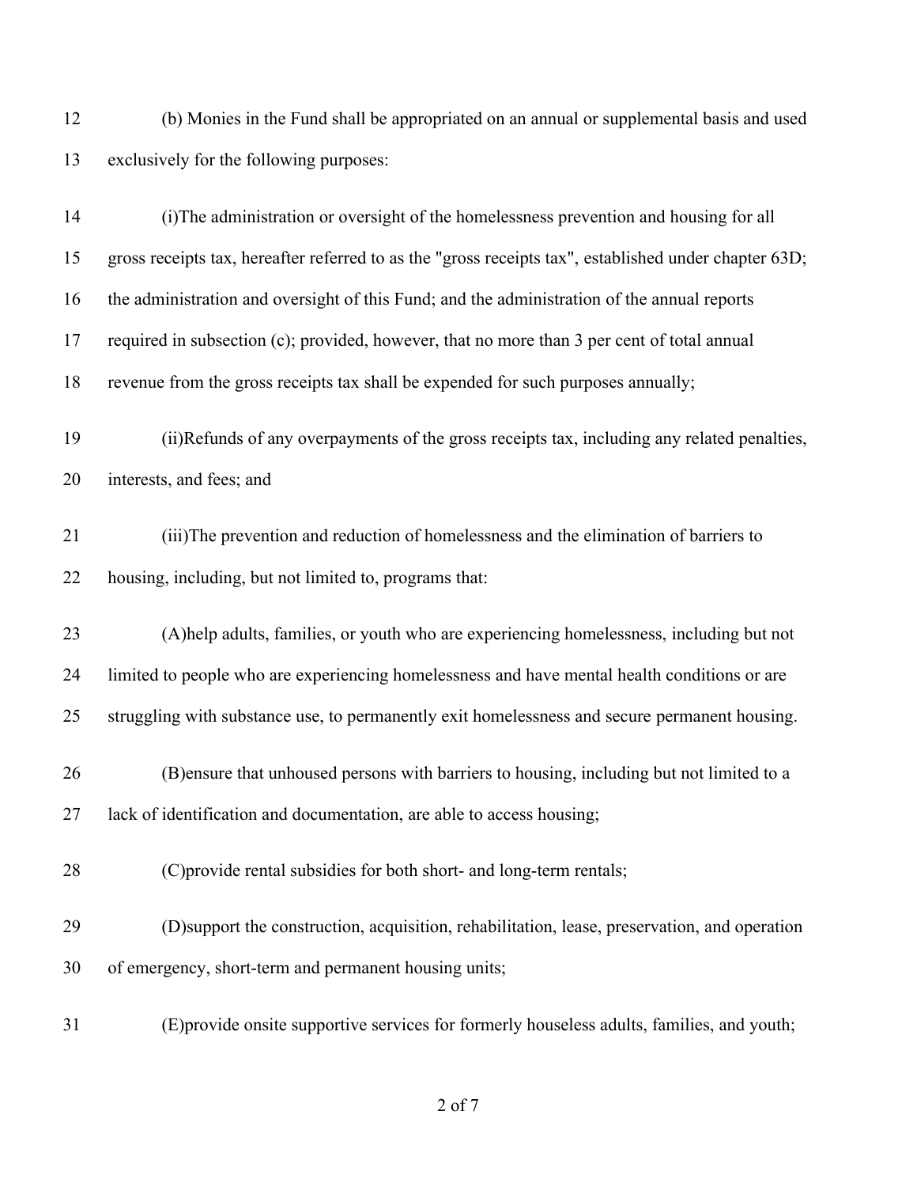(b) Monies in the Fund shall be appropriated on an annual or supplemental basis and used exclusively for the following purposes:

(i)The administration or oversight of the homelessness prevention and housing for all gross receipts tax, hereafter referred to as the "gross receipts tax", established under chapter 63D; the administration and oversight of this Fund; and the administration of the annual reports required in subsection (c); provided, however, that no more than 3 per cent of total annual revenue from the gross receipts tax shall be expended for such purposes annually;

(ii)Refunds of any overpayments of the gross receipts tax, including any related penalties, interests, and fees; and

(iii)The prevention and reduction of homelessness and the elimination of barriers to housing, including, but not limited to, programs that:

(A)help adults, families, or youth who are experiencing homelessness, including but not limited to people who are experiencing homelessness and have mental health conditions or are struggling with substance use, to permanently exit homelessness and secure permanent housing.

(B)ensure that unhoused persons with barriers to housing, including but not limited to a lack of identification and documentation, are able to access housing;

(C)provide rental subsidies for both short- and long-term rentals;

(D)support the construction, acquisition, rehabilitation, lease, preservation, and operation of emergency, short-term and permanent housing units;

(E)provide onsite supportive services for formerly houseless adults, families, and youth;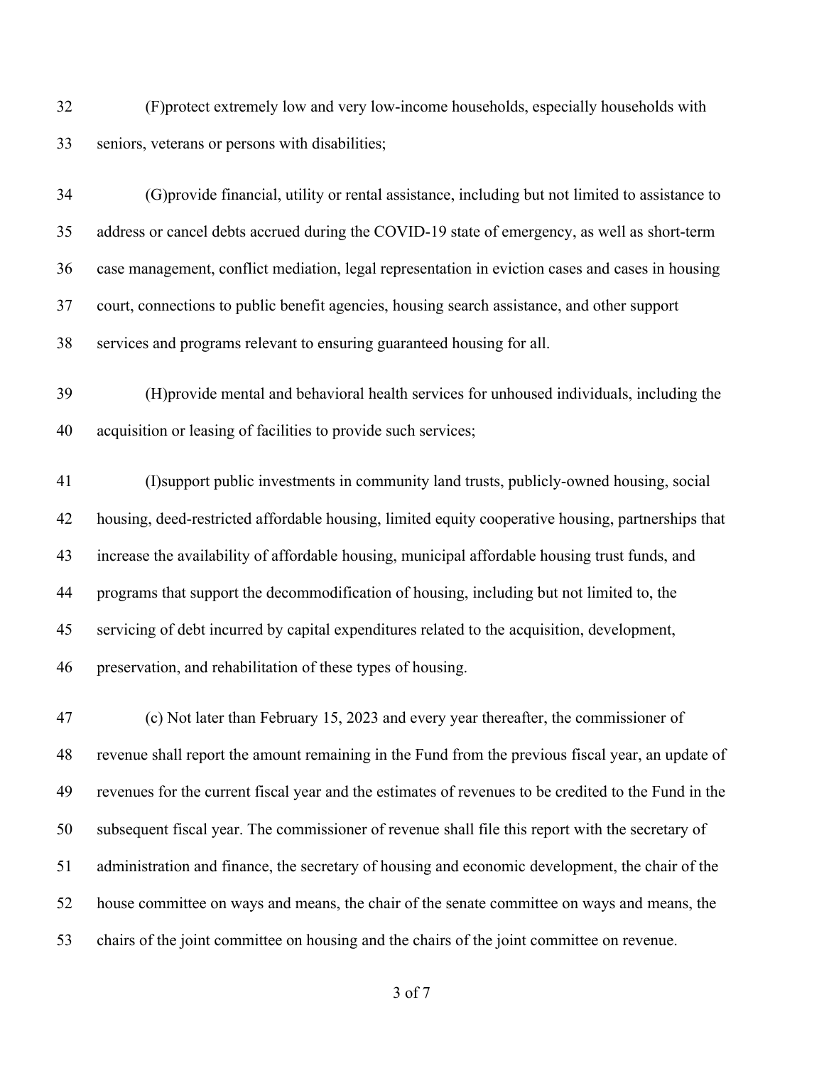(F)protect extremely low and very low-income households, especially households with seniors, veterans or persons with disabilities;

(G)provide financial, utility or rental assistance, including but not limited to assistance to address or cancel debts accrued during the COVID-19 state of emergency, as well as short-term case management, conflict mediation, legal representation in eviction cases and cases in housing court, connections to public benefit agencies, housing search assistance, and other support services and programs relevant to ensuring guaranteed housing for all.

(H)provide mental and behavioral health services for unhoused individuals, including the acquisition or leasing of facilities to provide such services;

(I)support public investments in community land trusts, publicly-owned housing, social housing, deed-restricted affordable housing, limited equity cooperative housing, partnerships that increase the availability of affordable housing, municipal affordable housing trust funds, and programs that support the decommodification of housing, including but not limited to, the servicing of debt incurred by capital expenditures related to the acquisition, development, preservation, and rehabilitation of these types of housing.

(c) Not later than February 15, 2023 and every year thereafter, the commissioner of revenue shall report the amount remaining in the Fund from the previous fiscal year, an update of revenues for the current fiscal year and the estimates of revenues to be credited to the Fund in the subsequent fiscal year. The commissioner of revenue shall file this report with the secretary of administration and finance, the secretary of housing and economic development, the chair of the house committee on ways and means, the chair of the senate committee on ways and means, the chairs of the joint committee on housing and the chairs of the joint committee on revenue.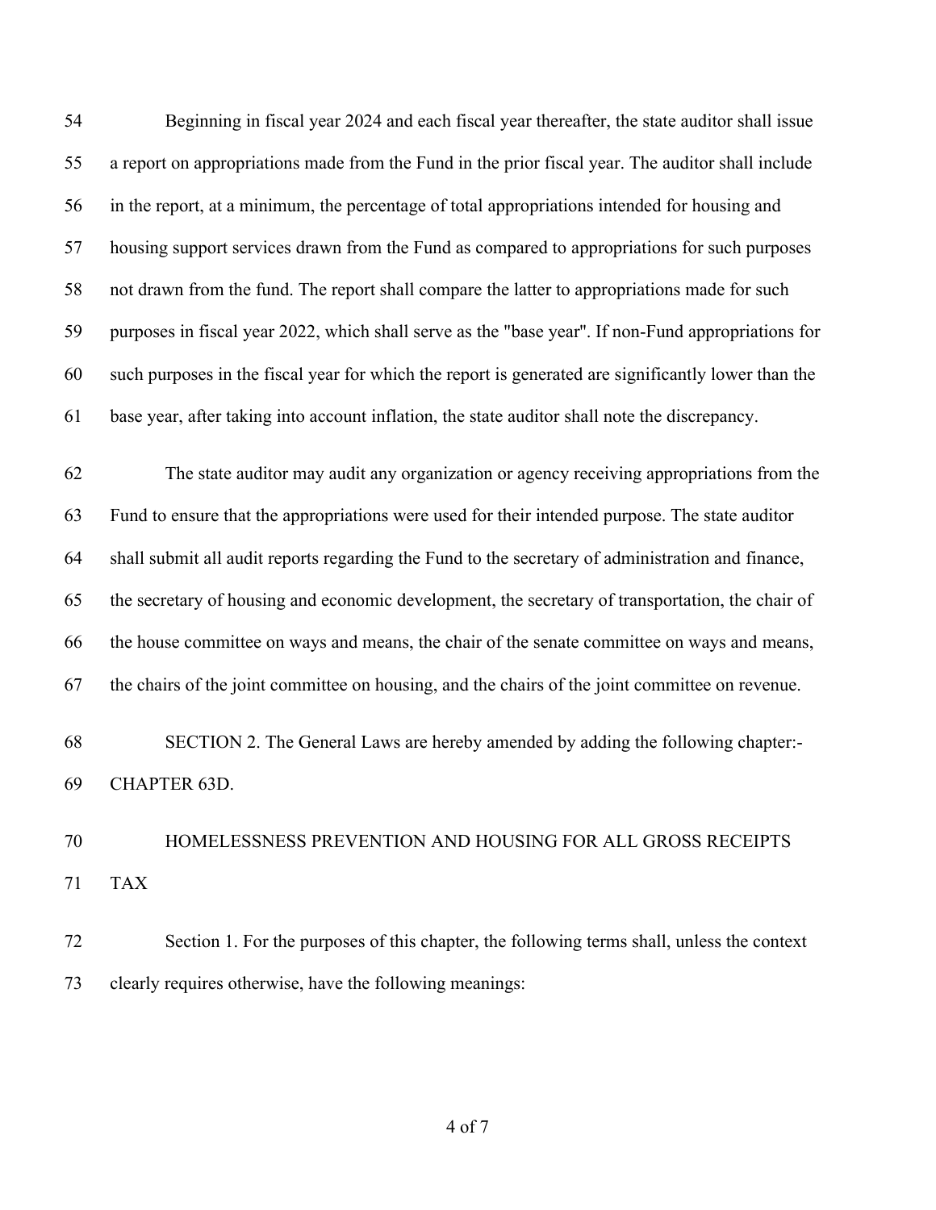Beginning in fiscal year 2024 and each fiscal year thereafter, the state auditor shall issue a report on appropriations made from the Fund in the prior fiscal year. The auditor shall include in the report, at a minimum, the percentage of total appropriations intended for housing and housing support services drawn from the Fund as compared to appropriations for such purposes not drawn from the fund. The report shall compare the latter to appropriations made for such purposes in fiscal year 2022, which shall serve as the "base year". If non-Fund appropriations for such purposes in the fiscal year for which the report is generated are significantly lower than the base year, after taking into account inflation, the state auditor shall note the discrepancy.

The state auditor may audit any organization or agency receiving appropriations from the Fund to ensure that the appropriations were used for their intended purpose. The state auditor shall submit all audit reports regarding the Fund to the secretary of administration and finance, the secretary of housing and economic development, the secretary of transportation, the chair of the house committee on ways and means, the chair of the senate committee on ways and means, the chairs of the joint committee on housing, and the chairs of the joint committee on revenue.

SECTION 2. The General Laws are hereby amended by adding the following chapter:-

CHAPTER 63D.

HOMELESSNESS PREVENTION AND HOUSING FOR ALL GROSS RECEIPTS TAX

Section 1. For the purposes of this chapter, the following terms shall, unless the context clearly requires otherwise, have the following meanings: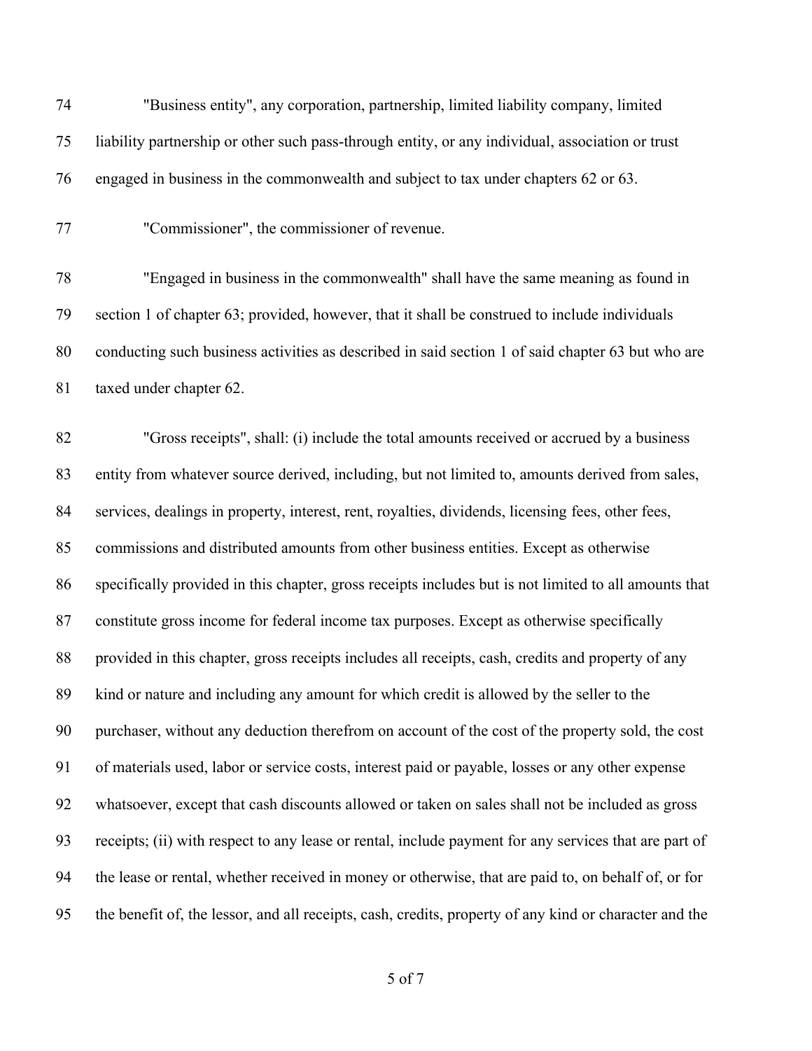"Business entity", any corporation, partnership, limited liability company, limited liability partnership or other such pass-through entity, or any individual, association or trust engaged in business in the commonwealth and subject to tax under chapters 62 or 63.

"Commissioner", the commissioner of revenue.

"Engaged in business in the commonwealth" shall have the same meaning as found in section 1 of chapter 63; provided, however, that it shall be construed to include individuals conducting such business activities as described in said section 1 of said chapter 63 but who are taxed under chapter 62.

"Gross receipts", shall: (i) include the total amounts received or accrued by a business entity from whatever source derived, including, but not limited to, amounts derived from sales, services, dealings in property, interest, rent, royalties, dividends, licensing fees, other fees, commissions and distributed amounts from other business entities. Except as otherwise specifically provided in this chapter, gross receipts includes but is not limited to all amounts that constitute gross income for federal income tax purposes. Except as otherwise specifically provided in this chapter, gross receipts includes all receipts, cash, credits and property of any kind or nature and including any amount for which credit is allowed by the seller to the purchaser, without any deduction therefrom on account of the cost of the property sold, the cost of materials used, labor or service costs, interest paid or payable, losses or any other expense whatsoever, except that cash discounts allowed or taken on sales shall not be included as gross receipts; (ii) with respect to any lease or rental, include payment for any services that are part of the lease or rental, whether received in money or otherwise, that are paid to, on behalf of, or for the benefit of, the lessor, and all receipts, cash, credits, property of any kind or character and the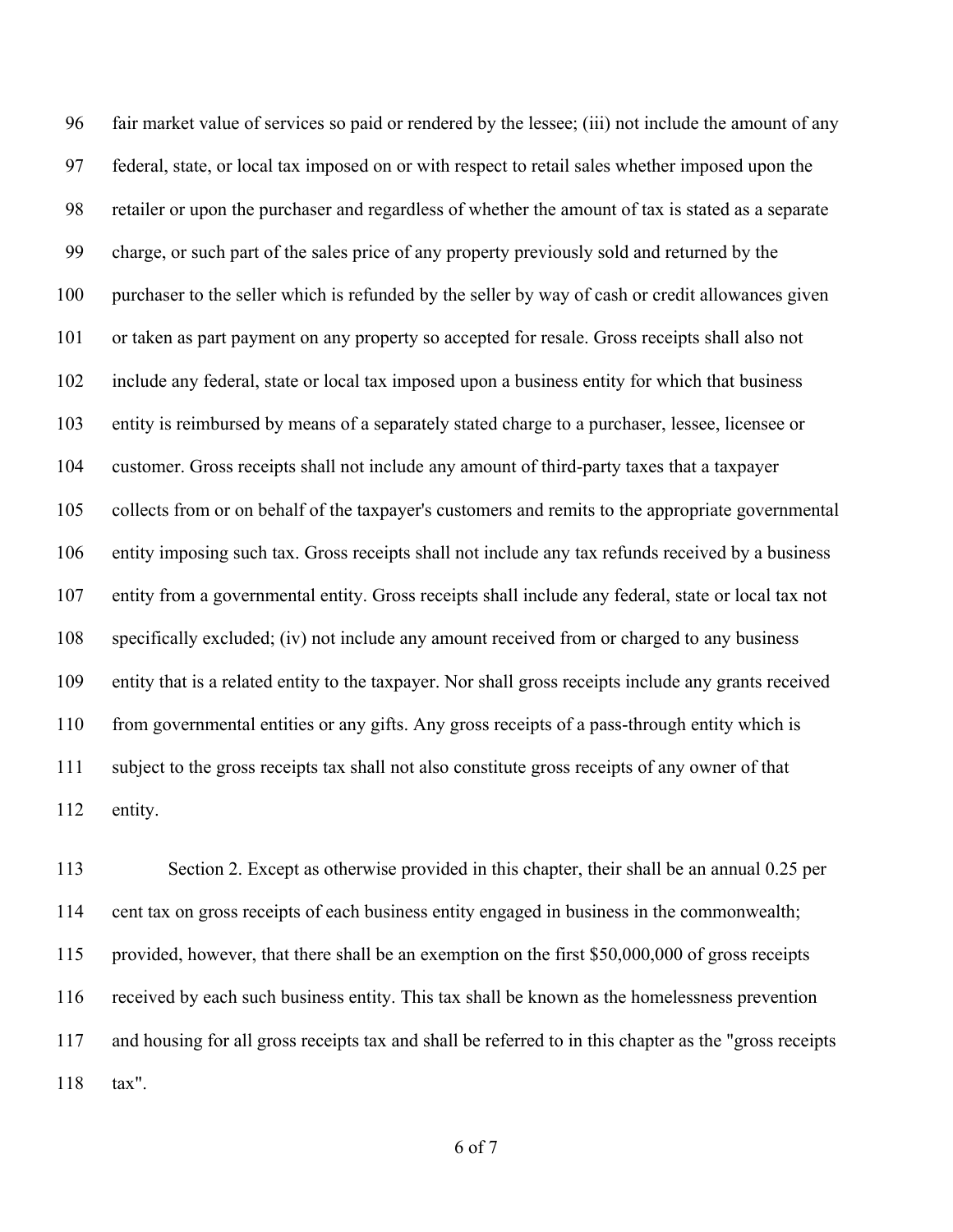fair market value of services so paid or rendered by the lessee; (iii) not include the amount of any federal, state, or local tax imposed on or with respect to retail sales whether imposed upon the retailer or upon the purchaser and regardless of whether the amount of tax is stated as a separate charge, or such part of the sales price of any property previously sold and returned by the purchaser to the seller which is refunded by the seller by way of cash or credit allowances given or taken as part payment on any property so accepted for resale. Gross receipts shall also not include any federal, state or local tax imposed upon a business entity for which that business entity is reimbursed by means of a separately stated charge to a purchaser, lessee, licensee or customer. Gross receipts shall not include any amount of third-party taxes that a taxpayer collects from or on behalf of the taxpayer's customers and remits to the appropriate governmental entity imposing such tax. Gross receipts shall not include any tax refunds received by a business entity from a governmental entity. Gross receipts shall include any federal, state or local tax not specifically excluded; (iv) not include any amount received from or charged to any business entity that is a related entity to the taxpayer. Nor shall gross receipts include any grants received from governmental entities or any gifts. Any gross receipts of a pass-through entity which is subject to the gross receipts tax shall not also constitute gross receipts of any owner of that entity.

Section 2. Except as otherwise provided in this chapter, their shall be an annual 0.25 per cent tax on gross receipts of each business entity engaged in business in the commonwealth; provided, however, that there shall be an exemption on the first $50,000,000 of gross receipts received by each such business entity. This tax shall be known as the homelessness prevention and housing for all gross receipts tax and shall be referred to in this chapter as the "gross receipts tax".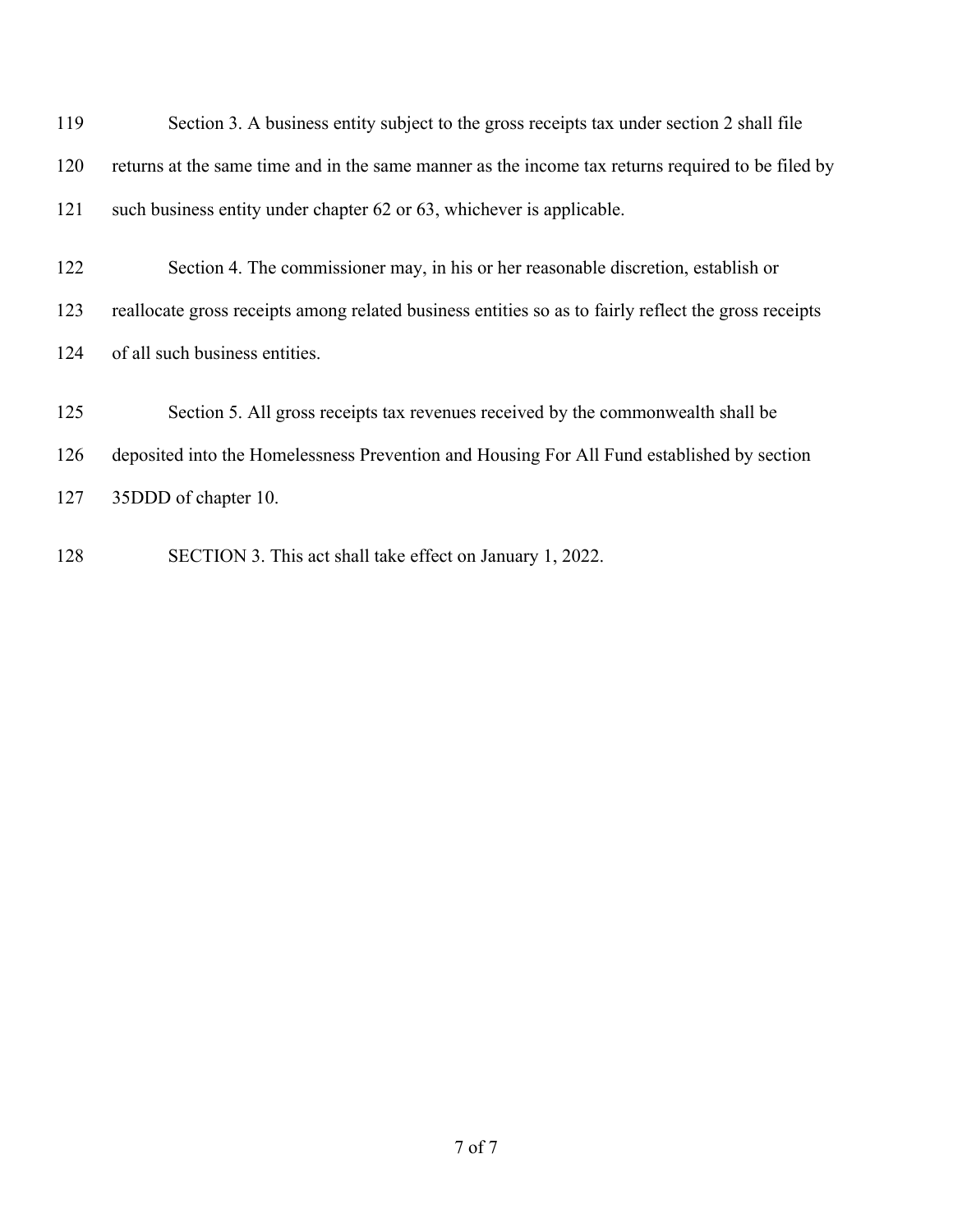Section 3. A business entity subject to the gross receipts tax under section 2 shall file returns at the same time and in the same manner as the income tax returns required to be filed by such business entity under chapter 62 or 63, whichever is applicable.

Section 4. The commissioner may, in his or her reasonable discretion, establish or reallocate gross receipts among related business entities so as to fairly reflect the gross receipts of all such business entities.

Section 5. All gross receipts tax revenues received by the commonwealth shall be deposited into the Homelessness Prevention and Housing For All Fund established by section 35DDD of chapter 10.

SECTION 3. This act shall take effect on January 1, 2022.